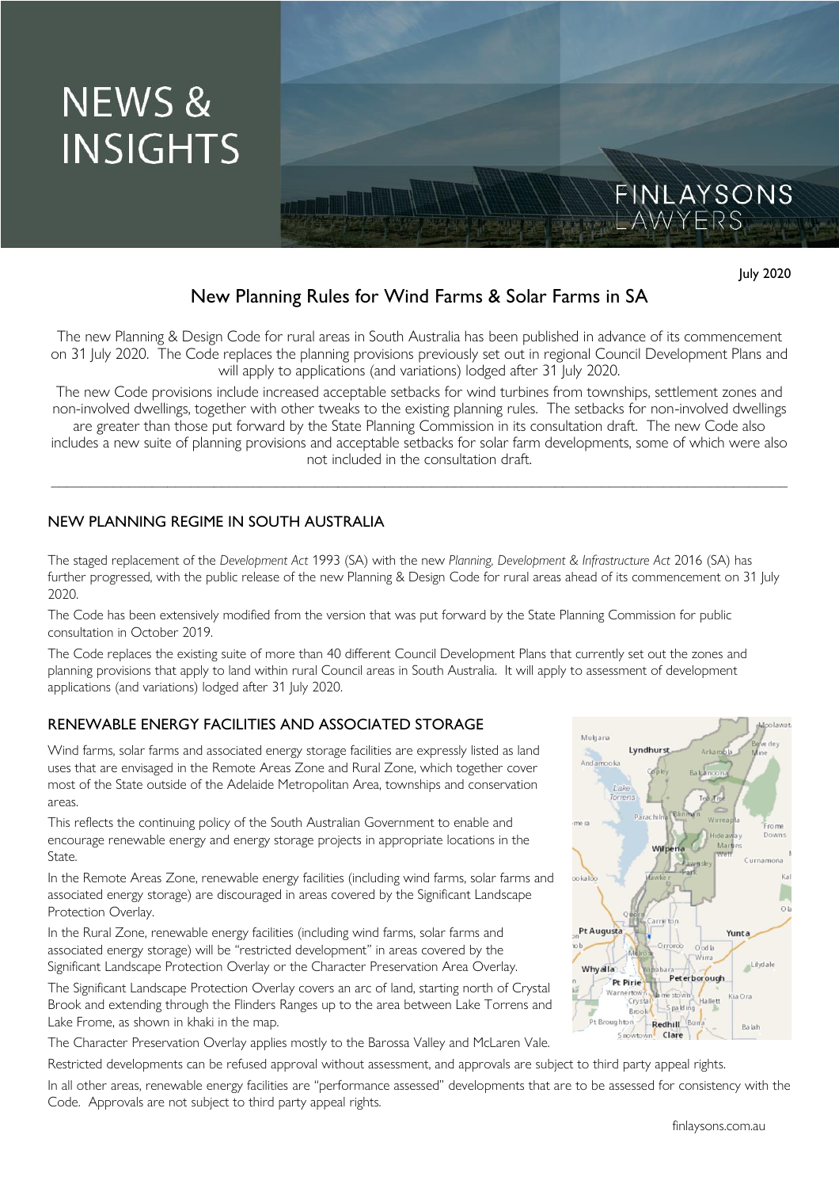# NEWS & INSIGHTS

FINLAYSONS LAWYERS

July 2020

## New Planning Rules for Wind Farms & Solar Farms in SA

The new Planning & Design Code for rural areas in South Australia has been published in advance of its commencement on 31 July 2020. The Code replaces the planning provisions previously set out in regional Council Development Plans and will apply to applications (and variations) lodged after 31 July 2020.

The new Code provisions include increased acceptable setbacks for wind turbines from townships, settlement zones and non-involved dwellings, together with other tweaks to the existing planning rules. The setbacks for non-involved dwellings are greater than those put forward by the State Planning Commission in its consultation draft. The new Code also includes a new suite of planning provisions and acceptable setbacks for solar farm developments, some of which were also not included in the consultation draft.

---

### NEW PLANNING REGIME IN SOUTH AUSTRALIA

The staged replacement of the *Development Act* 1993 (SA) with the new *Planning, Development & Infrastructure Act* 2016 (SA) has further progressed, with the public release of the new Planning & Design Code for rural areas ahead of its commencement on 31 July 2020.

The Code has been extensively modified from the version that was put forward by the State Planning Commission for public consultation in October 2019.

The Code replaces the existing suite of more than 40 different Council Development Plans that currently set out the zones and planning provisions that apply to land within rural Council areas in South Australia. It will apply to assessment of development applications (and variations) lodged after 31 July 2020.

### RENEWABLE ENERGY FACILITIES AND ASSOCIATED STORAGE

Wind farms, solar farms and associated energy storage facilities are expressly listed as land uses that are envisaged in the Remote Areas Zone and Rural Zone, which together cover most of the State outside of the Adelaide Metropolitan Area, townships and conservation areas.

This reflects the continuing policy of the South Australian Government to enable and encourage renewable energy and energy storage projects in appropriate locations in the State.

In the Remote Areas Zone, renewable energy facilities (including wind farms, solar farms and associated energy storage) are discouraged in areas covered by the Significant Landscape Protection Overlay.

In the Rural Zone, renewable energy facilities (including wind farms, solar farms and associated energy storage) will be "restricted development" in areas covered by the Significant Landscape Protection Overlay or the Character Preservation Area Overlay.

The Significant Landscape Protection Overlay covers an arc of land, starting north of Crystal Brook and extending through the Flinders Ranges up to the area between Lake Torrens and Lake Frome, as shown in khaki in the map.

The Character Preservation Overlay applies mostly to the Barossa Valley and McLaren Vale.

Restricted developments can be refused approval without assessment, and approvals are subject to third party appeal rights.

In all other areas, renewable energy facilities are "performance assessed" developments that are to be assessed for consistency with the Code. Approvals are not subject to third party appeal rights.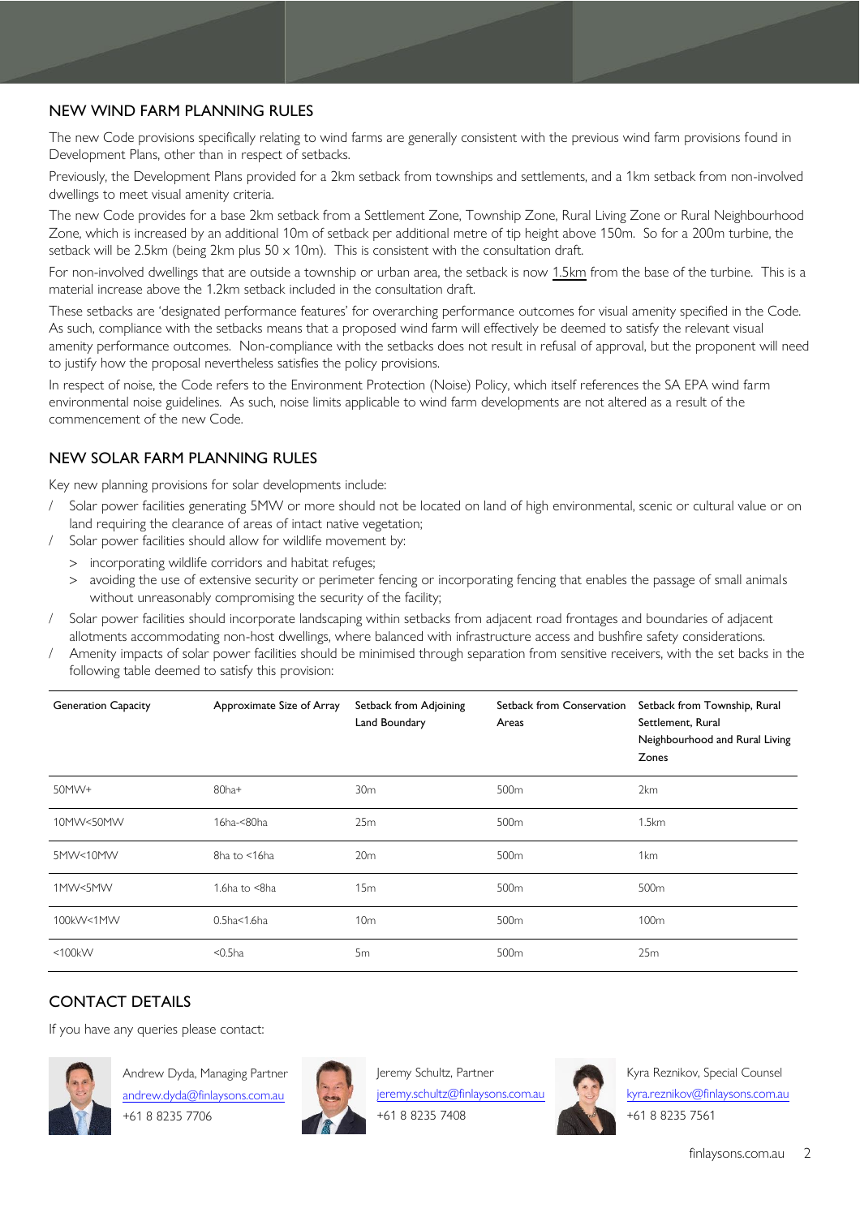## NEW WIND FARM PLANNING RULES

The new Code provisions specifically relating to wind farms are generally consistent with the previous wind farm provisions found in Development Plans, other than in respect of setbacks.

Previously, the Development Plans provided for a 2km setback from townships and settlements, and a 1km setback from non-involved dwellings to meet visual amenity criteria.

The new Code provides for a base 2km setback from a Settlement Zone, Township Zone, Rural Living Zone or Rural Neighbourhood Zone, which is increased by an additional 10m of setback per additional metre of tip height above 150m. So for a 200m turbine, the setback will be 2.5km (being 2km plus 50 x 10m). This is consistent with the consultation draft.

For non-involved dwellings that are outside a township or urban area, the setback is now 1.5km from the base of the turbine. This is a material increase above the 1.2km setback included in the consultation draft.

These setbacks are 'designated performance features' for overarching performance outcomes for visual amenity specified in the Code. As such, compliance with the setbacks means that a proposed wind farm will effectively be deemed to satisfy the relevant visual amenity performance outcomes. Non-compliance with the setbacks does not result in refusal of approval, but the proponent will need to justify how the proposal nevertheless satisfies the policy provisions.

In respect of noise, the Code refers to the Environment Protection (Noise) Policy, which itself references the SA EPA wind farm environmental noise guidelines. As such, noise limits applicable to wind farm developments are not altered as a result of the commencement of the new Code.

## NEW SOLAR FARM PLANNING RULES

Key new planning provisions for solar developments include:

- Solar power facilities generating 5MW or more should not be located on land of high environmental, scenic or cultural value or on land requiring the clearance of areas of intact native vegetation;
- Solar power facilities should allow for wildlife movement by:
  - incorporating wildlife corridors and habitat refuges;
  - avoiding the use of extensive security or perimeter fencing or incorporating fencing that enables the passage of small animals without unreasonably compromising the security of the facility;
- Solar power facilities should incorporate landscaping within setbacks from adjacent road frontages and boundaries of adjacent allotments accommodating non-host dwellings, where balanced with infrastructure access and bushfire safety considerations.
- Amenity impacts of solar power facilities should be minimised through separation from sensitive receivers, with the set backs in the following table deemed to satisfy this provision:

| Generation Capacity | Approximate Size of Array | Setback from Adjoining Land Boundary | Setback from Conservation Areas | Setback from Township, Rural Settlement, Rural Neighbourhood and Rural Living Zones |
|---|---|---|---|---|
| 50MW+ | 80ha+ | 30m | 500m | 2km |
| 10MW<50MW | 16ha-<80ha | 25m | 500m | 1.5km |
| 5MW<10MW | 8ha to <16ha | 20m | 500m | 1km |
| 1MW<5MW | 1.6ha to <8ha | 15m | 500m | 500m |
| 100kW<1MW | 0.5ha<1.6ha | 10m | 500m | 100m |
| <100kW | <0.5ha | 5m | 500m | 25m |

## CONTACT DETAILS

If you have any queries please contact:

Andrew Dyda, Managing Partner
andrew.dyda@finlaysons.com.au
+61 8 8235 7706

Jeremy Schultz, Partner
jeremy.schultz@finlaysons.com.au
+61 8 8235 7408

Kyra Reznikov, Special Counsel
kyra.reznikov@finlaysons.com.au
+61 8 8235 7561

finlaysons.com.au